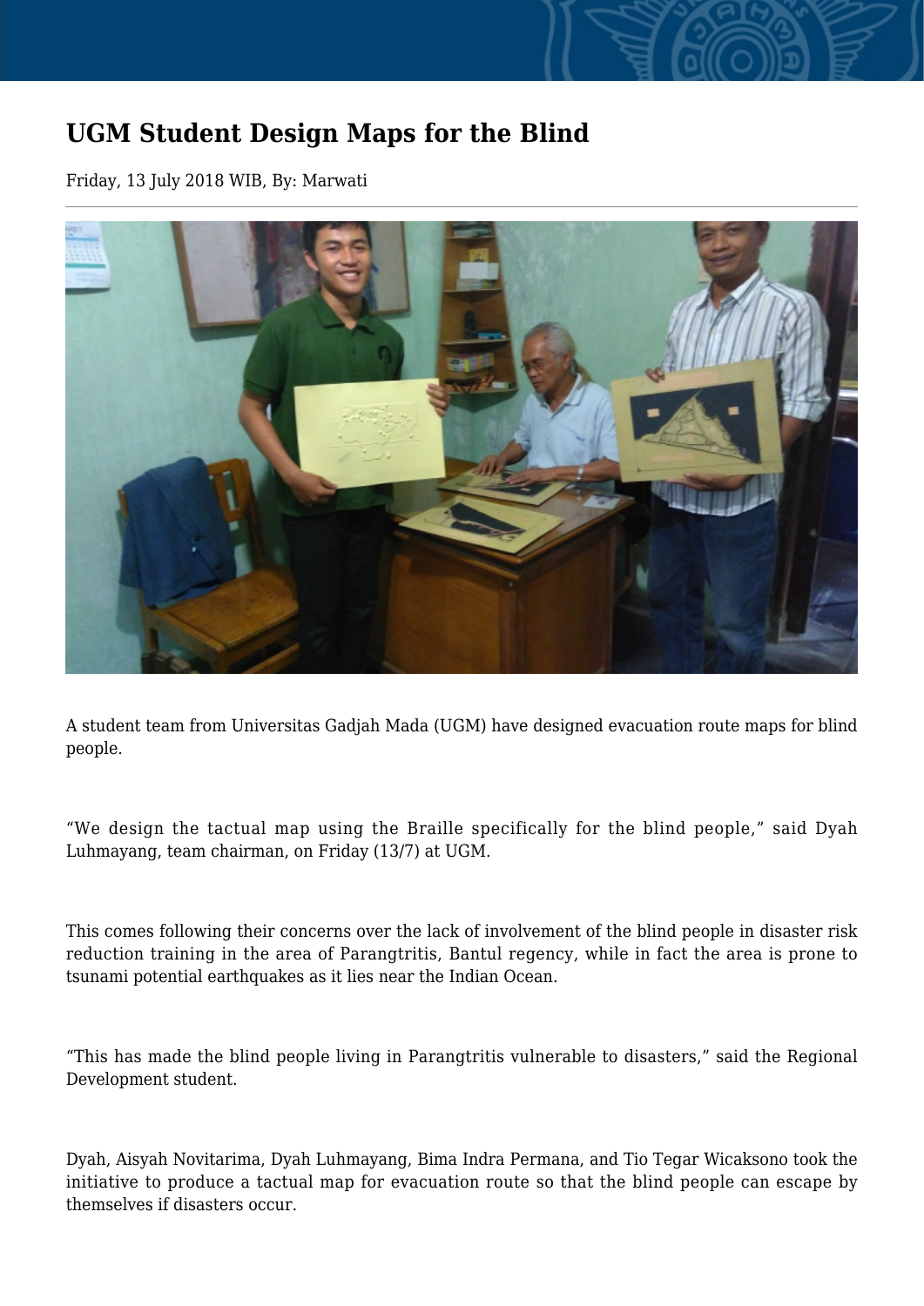# UGM Student Design Maps for the Blind

Friday, 13 July 2018 WIB, By: Marwati

---

A student team from Universitas Gadjah Mada (UGM) have designed evacuation route maps for blind people.

"We design the tactual map using the Braille specifically for the blind people," said Dyah Luhmayang, team chairman, on Friday (13/7) at UGM.

This comes following their concerns over the lack of involvement of the blind people in disaster risk reduction training in the area of Parangtritis, Bantul regency, while in fact the area is prone to tsunami potential earthquakes as it lies near the Indian Ocean.

"This has made the blind people living in Parangtritis vulnerable to disasters," said the Regional Development student.

Dyah, Aisyah Novitarima, Dyah Luhmayang, Bima Indra Permana, and Tio Tegar Wicaksono took the initiative to produce a tactual map for evacuation route so that the blind people can escape by themselves if disasters occur.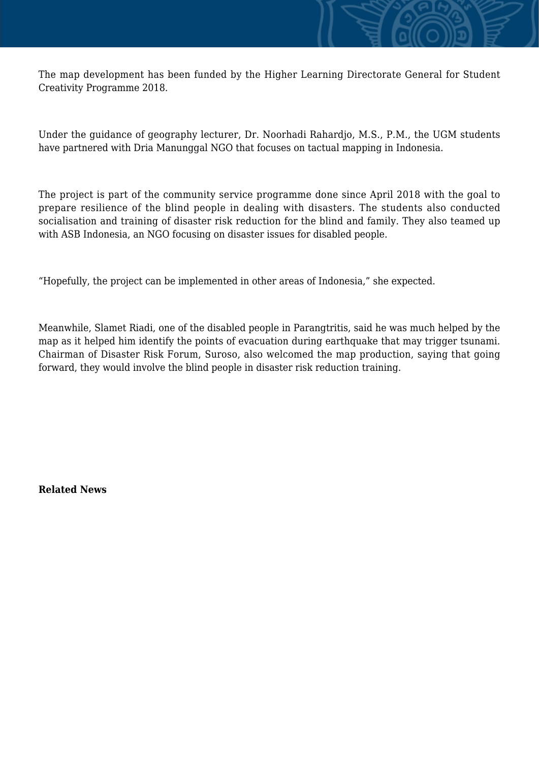The map development has been funded by the Higher Learning Directorate General for Student Creativity Programme 2018.

Under the guidance of geography lecturer, Dr. Noorhadi Rahardjo, M.S., P.M., the UGM students have partnered with Dria Manunggal NGO that focuses on tactual mapping in Indonesia.

The project is part of the community service programme done since April 2018 with the goal to prepare resilience of the blind people in dealing with disasters. The students also conducted socialisation and training of disaster risk reduction for the blind and family. They also teamed up with ASB Indonesia, an NGO focusing on disaster issues for disabled people.

“Hopefully, the project can be implemented in other areas of Indonesia,” she expected.

Meanwhile, Slamet Riadi, one of the disabled people in Parangtritis, said he was much helped by the map as it helped him identify the points of evacuation during earthquake that may trigger tsunami. Chairman of Disaster Risk Forum, Suroso, also welcomed the map production, saying that going forward, they would involve the blind people in disaster risk reduction training.

**Related News**